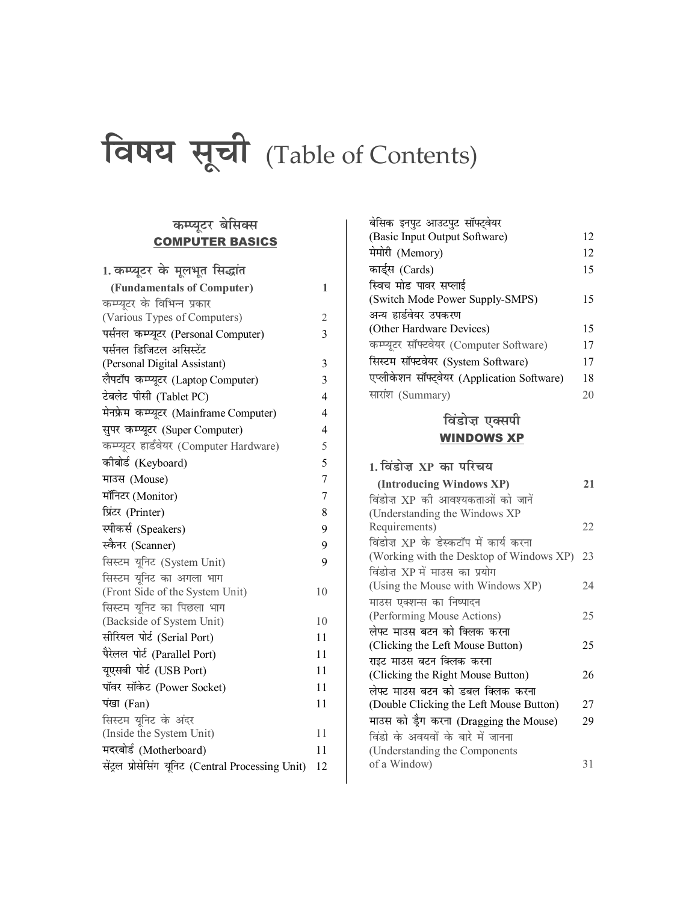# विषय सूची (Table of Contents)

## कम्प्यूटर बेसिक्स
## COMPUTER BASICS

| | |
|---|---|
| **1. कम्प्यूटर के मूलभूत सिद्धांत (Fundamentals of Computer)** | **1** |
| कम्प्यूटर के विभिन्न प्रकार (Various Types of Computers) | 2 |
| पर्सनल कम्प्यूटर (Personal Computer) | 3 |
| पर्सनल डिजिटल असिस्टेंट (Personal Digital Assistant) | 3 |
| लैपटॉप कम्प्यूटर (Laptop Computer) | 3 |
| टेबलेट पीसी (Tablet PC) | 4 |
| मेनफ्रेम कम्प्यूटर (Mainframe Computer) | 4 |
| सुपर कम्प्यूटर (Super Computer) | 4 |
| कम्प्यूटर हार्डवेयर (Computer Hardware) | 5 |
| कीबोर्ड (Keyboard) | 5 |
| माउस (Mouse) | 7 |
| मॉनिटर (Monitor) | 7 |
| प्रिंटर (Printer) | 8 |
| स्पीकर्स (Speakers) | 9 |
| स्कैनर (Scanner) | 9 |
| सिस्टम यूनिट (System Unit) | 9 |
| सिस्टम यूनिट का अगला भाग (Front Side of the System Unit) | 10 |
| सिस्टम यूनिट का पिछला भाग (Backside of System Unit) | 10 |
| सीरियल पोर्ट (Serial Port) | 11 |
| पैरेलल पोर्ट (Parallel Port) | 11 |
| यूएसबी पोर्ट (USB Port) | 11 |
| पॉवर सॉकेट (Power Socket) | 11 |
| पंखा (Fan) | 11 |
| सिस्टम यूनिट के अंदर (Inside the System Unit) | 11 |
| मदरबोर्ड (Motherboard) | 11 |
| सेंट्रल प्रोसेसिंग यूनिट (Central Processing Unit) | 12 |
| बेसिक इनपुट आउटपुट सॉफ्ट्वेयर (Basic Input Output Software) | 12 |
| मेमोरी (Memory) | 12 |
| कार्ड्स (Cards) | 15 |
| स्विच मोड पावर सप्लाई (Switch Mode Power Supply-SMPS) | 15 |
| अन्य हार्डवेयर उपकरण (Other Hardware Devices) | 15 |
| कम्प्यूटर सॉफ्टवेयर (Computer Software) | 17 |
| सिस्टम सॉफ्टवेयर (System Software) | 17 |
| एप्लीकेशन सॉफ्ट्वेयर (Application Software) | 18 |
| सारांश (Summary) | 20 |

## विंडोज़ एक्सपी
## WINDOWS XP

| | |
|---|---|
| **1. विंडोज़ XP का परिचय (Introducing Windows XP)** | **21** |
| विंडोज़ XP की आवश्यकताओं को जानें (Understanding the Windows XP Requirements) | 22 |
| विंडोज़ XP के डेस्कटॉप में कार्य करना (Working with the Desktop of Windows XP) | 23 |
| विंडोज़ XP में माउस का प्रयोग (Using the Mouse with Windows XP) | 24 |
| माउस एक्शन्स का निष्पादन (Performing Mouse Actions) | 25 |
| लेफ्ट माउस बटन को क्लिक करना (Clicking the Left Mouse Button) | 25 |
| राइट माउस बटन क्लिक करना (Clicking the Right Mouse Button) | 26 |
| लेफ्ट माउस बटन को डबल क्लिक करना (Double Clicking the Left Mouse Button) | 27 |
| माउस को ड्रैग करना (Dragging the Mouse) | 29 |
| विंडो के अवयवों के बारे में जानना (Understanding the Components of a Window) | 31 |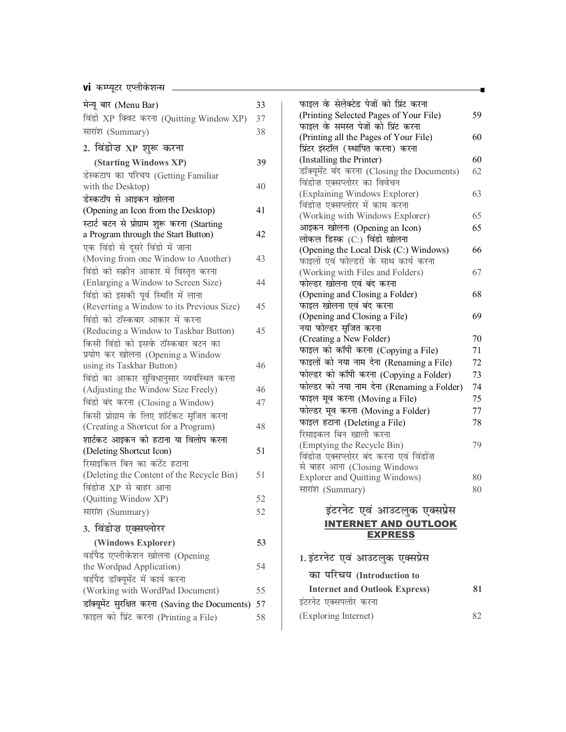मेन्यू बार (Menu Bar) 33
विंडो XP क्विट करना (Quitting Window XP) 37
सारांश (Summary) 38

## 2. विंडोज़ XP शुरू करना (Starting Windows XP) 39

डेस्कटाप का परिचय (Getting Familiar with the Desktop) 40
डेस्कटॉप से आइकन खोलना (Opening an Icon from the Desktop) 41
स्टार्ट बटन से प्रोग्राम शुरू करना (Starting a Program through the Start Button) 42
एक विंडो से दूसरे विंडो में जाना (Moving from one Window to Another) 43
विंडो को स्क्रीन आकार में विस्तृत करना (Enlarging a Window to Screen Size) 44
विंडो को इसकी पूर्व स्थिति में लाना (Reverting a Window to its Previous Size) 45
विंडो को टॉस्कबार आकार में करना (Reducing a Window to Taskbar Button) 45
किसी विंडो को इसके टॉस्कबार बटन का प्रयोग कर खोलना (Opening a Window using its Taskbar Button) 46
विंडो का आकार सुविधानुसार व्यवस्थित करना (Adjusting the Window Size Freely) 46
विंडो बंद करना (Closing a Window) 47
किसी प्रोग्राम के लिए शॉर्टकट सृजित करना (Creating a Shortcut for a Program) 48
शार्टकट आइकन को हटाना या विलोप करना (Deleting Shortcut Icon) 51
रिसाइकिल बिन का कंटेंट हटाना (Deleting the Content of the Recycle Bin) 51
विंडोज़ XP से बाहर आना (Quitting Window XP) 52
सारांश (Summary) 52

## 3. विंडोज़ एक्सप्लोरर (Windows Explorer) 53

वर्डपैड एप्लीकेशन खोलना (Opening the Wordpad Application) 54
वर्डपैड डॉक्यूमेंट में कार्य करना (Working with WordPad Document) 55
डॉक्यूमेंट सुरक्षित करना (Saving the Documents) 57
फाइल को प्रिंट करना (Printing a File) 58
फाइल के सेलेक्टेड पेजों को प्रिंट करना (Printing Selected Pages of Your File) 59
फाइल के समस्त पेजों को प्रिंट करना (Printing all the Pages of Your File) 60
प्रिंटर इंस्टॉल (स्थापित करना) करना (Installing the Printer) 60
डॉक्यूमेंट बंद करना (Closing the Documents) 62
विंडोज़ एक्सप्लोरर का विवेचन (Explaining Windows Explorer) 63
विंडोज़ एक्सप्लोरर में काम करना (Working with Windows Explorer) 65
आइकन खोलना (Opening an Icon) 65
लोकल डिस्क (C:) विंडो खोलना (Opening the Local Disk (C:) Windows) 66
फाइलों एवं फोल्डरों के साथ कार्य करना (Working with Files and Folders) 67
फोल्डर खोलना एवं बंद करना (Opening and Closing a Folder) 68
फाइल खोलना एवं बंद करना (Opening and Closing a File) 69
नया फोल्डर सृजित करना (Creating a New Folder) 70
फाइल को कॉपी करना (Copying a File) 71
फाइलों को नया नाम देना (Renaming a File) 72
फोल्डर को कॉपी करना (Copying a Folder) 73
फोल्डर को नया नाम देना (Renaming a Folder) 74
फाइल मूव करना (Moving a File) 75
फोल्डर मूव करना (Moving a Folder) 77
फाइल हटाना (Deleting a File) 78
रिसाइकल बिन खाली करना (Emptying the Recycle Bin) 79
विंडोज़ एक्सप्लोरर बंद करना एवं विंडोंज़ से बाहर आना (Closing Windows Explorer and Quitting Windows) 80
सारांश (Summary) 80

# इंटरनेट एवं आउटलुक एक्सप्रेस
# INTERNET AND OUTLOOK EXPRESS

## 1. इंटरनेट एवं आउटलुक एक्सप्रेस का परिचय (Introduction to Internet and Outlook Express) 81

इंटरनेट एक्सपलोर करना (Exploring Internet) 82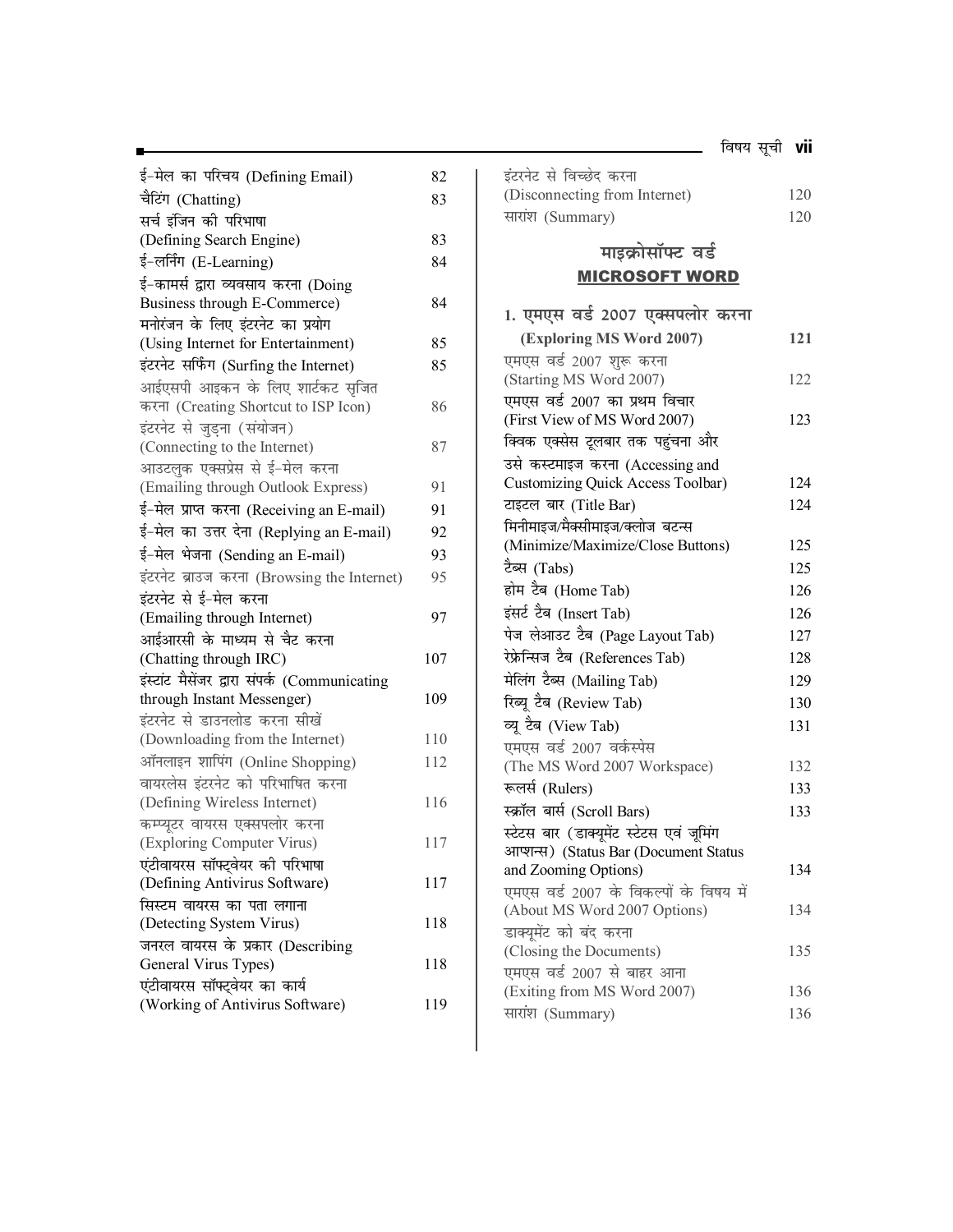| | |
|---|---|
| ई-मेल का परिचय (Defining Email) | 82 |
| चैटिंग (Chatting) | 83 |
| सर्च इंजिन की परिभाषा (Defining Search Engine) | 83 |
| ई-लर्निंग (E-Learning) | 84 |
| ई-कामर्स द्वारा व्यवसाय करना (Doing Business through E-Commerce) | 84 |
| मनोरंजन के लिए इंटरनेट का प्रयोग (Using Internet for Entertainment) | 85 |
| इंटरनेट सर्फिंग (Surfing the Internet) | 85 |
| आईएसपी आइकन के लिए शार्टकट सृजित करना (Creating Shortcut to ISP Icon) | 86 |
| इंटरनेट से जुड़ना (संयोजन) (Connecting to the Internet) | 87 |
| आउटलुक एक्सप्रेस से ई-मेल करना (Emailing through Outlook Express) | 91 |
| ई-मेल प्राप्त करना (Receiving an E-mail) | 91 |
| ई-मेल का उत्तर देना (Replying an E-mail) | 92 |
| ई-मेल भेजना (Sending an E-mail) | 93 |
| इंटरनेट ब्राउज करना (Browsing the Internet) | 95 |
| इंटरनेट से ई-मेल करना (Emailing through Internet) | 97 |
| आईआरसी के माध्यम से चैट करना (Chatting through IRC) | 107 |
| इंस्टांट मैसेंजर द्वारा संपर्क (Communicating through Instant Messenger) | 109 |
| इंटरनेट से डाउनलोड करना सीखें (Downloading from the Internet) | 110 |
| ऑनलाइन शापिंग (Online Shopping) | 112 |
| वायरलेस इंटरनेट को परिभाषित करना (Defining Wireless Internet) | 116 |
| कम्प्यूटर वायरस एक्सपलोर करना (Exploring Computer Virus) | 117 |
| एंटीवायरस सॉफ्ट्वेयर की परिभाषा (Defining Antivirus Software) | 117 |
| सिस्टम वायरस का पता लगाना (Detecting System Virus) | 118 |
| जनरल वायरस के प्रकार (Describing General Virus Types) | 118 |
| एंटीवायरस सॉफ्ट्वेयर का कार्य (Working of Antivirus Software) | 119 |
| इंटरनेट से विच्छेद करना (Disconnecting from Internet) | 120 |
| सारांश (Summary) | 120 |

## माइक्रोसॉफ्ट वर्ड

## MICROSOFT WORD

| | |
|---|---|
| **1. एमएस वर्ड 2007 एक्सपलोर करना (Exploring MS Word 2007)** | **121** |
| एमएस वर्ड 2007 शुरू करना (Starting MS Word 2007) | 122 |
| एमएस वर्ड 2007 का प्रथम विचार (First View of MS Word 2007) | 123 |
| क्विक एक्सेस टूलबार तक पहुंचना और उसे कस्टमाइज करना (Accessing and Customizing Quick Access Toolbar) | 124 |
| टाइटल बार (Title Bar) | 124 |
| मिनीमाइज/मैक्सीमाइज/क्लोज बटन्स (Minimize/Maximize/Close Buttons) | 125 |
| टैब्स (Tabs) | 125 |
| होम टैब (Home Tab) | 126 |
| इंसर्ट टैब (Insert Tab) | 126 |
| पेज लेआउट टैब (Page Layout Tab) | 127 |
| रेफ्रेन्सिज टैब (References Tab) | 128 |
| मेलिंग टैब्स (Mailing Tab) | 129 |
| रिव्यू टैब (Review Tab) | 130 |
| व्यू टैब (View Tab) | 131 |
| एमएस वर्ड 2007 वर्कस्पेस (The MS Word 2007 Workspace) | 132 |
| रूलर्स (Rulers) | 133 |
| स्क्रॉल बार्स (Scroll Bars) | 133 |
| स्टेटस बार (डाक्यूमेंट स्टेटस एवं जूमिंग आप्शन्स) (Status Bar (Document Status and Zooming Options) | 134 |
| एमएस वर्ड 2007 के विकल्पों के विषय में (About MS Word 2007 Options) | 134 |
| डाक्यूमेंट को बंद करना (Closing the Documents) | 135 |
| एमएस वर्ड 2007 से बाहर आना (Exiting from MS Word 2007) | 136 |
| सारांश (Summary) | 136 |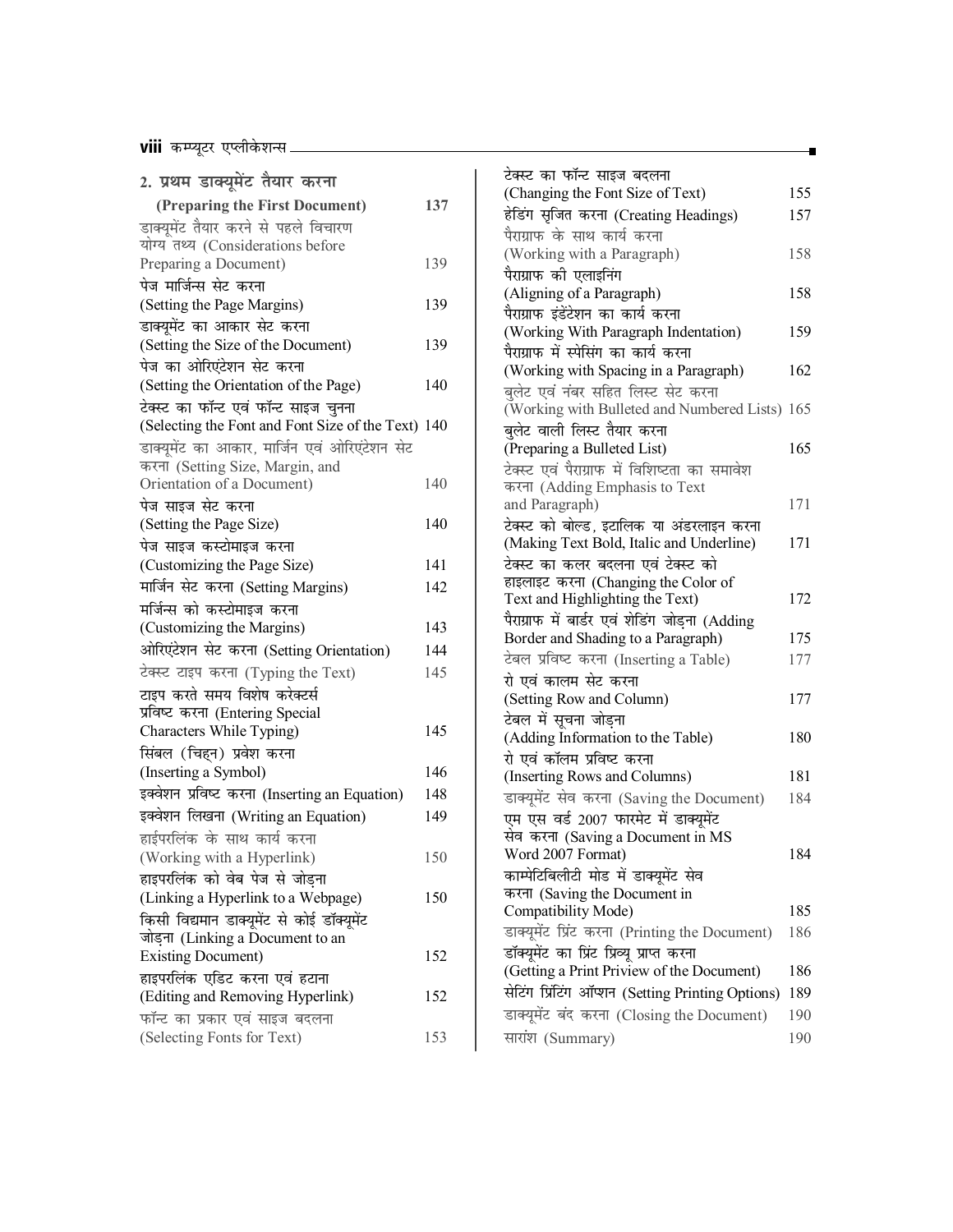## 2. प्रथम डाक्यूमेंट तैयार करना (Preparing the First Document) — 137

| | |
|---|---|
| डाक्यूमेंट तैयार करने से पहले विचारण योग्य तथ्य (Considerations before Preparing a Document) | 139 |
| पेज मार्जिन्स सेट करना (Setting the Page Margins) | 139 |
| डाक्यूमेंट का आकार सेट करना (Setting the Size of the Document) | 139 |
| पेज का ओरिएंटेशन सेट करना (Setting the Orientation of the Page) | 140 |
| टेक्स्ट का फॉन्ट एवं फॉन्ट साइज चुनना (Selecting the Font and Font Size of the Text) | 140 |
| डाक्यूमेंट का आकार, मार्जिन एवं ओरिएंटेशन सेट करना (Setting Size, Margin, and Orientation of a Document) | 140 |
| पेज साइज सेट करना (Setting the Page Size) | 140 |
| पेज साइज कस्टोमाइज करना (Customizing the Page Size) | 141 |
| मार्जिन सेट करना (Setting Margins) | 142 |
| मर्जिन्स को कस्टोमाइज करना (Customizing the Margins) | 143 |
| ओरिएंटेशन सेट करना (Setting Orientation) | 144 |
| टेक्स्ट टाइप करना (Typing the Text) | 145 |
| टाइप करते समय विशेष करेक्टर्स प्रविष्ट करना (Entering Special Characters While Typing) | 145 |
| सिंबल (चिह्न) प्रवेश करना (Inserting a Symbol) | 146 |
| इक्वेशन प्रविष्ट करना (Inserting an Equation) | 148 |
| इक्वेशन लिखना (Writing an Equation) | 149 |
| हाईपरलिंक के साथ कार्य करना (Working with a Hyperlink) | 150 |
| हाइपरलिंक को वेब पेज से जोड़ना (Linking a Hyperlink to a Webpage) | 150 |
| किसी विद्यमान डाक्यूमेंट से कोई डॉक्यूमेंट जोड़ना (Linking a Document to an Existing Document) | 152 |
| हाइपरलिंक एडिट करना एवं हटाना (Editing and Removing Hyperlink) | 152 |
| फॉन्ट का प्रकार एवं साइज बदलना (Selecting Fonts for Text) | 153 |
| टेक्स्ट का फॉन्ट साइज बदलना (Changing the Font Size of Text) | 155 |
| हेडिंग सृजित करना (Creating Headings) | 157 |
| पैराग्राफ के साथ कार्य करना (Working with a Paragraph) | 158 |
| पैराग्राफ की एलाइनिंग (Aligning of a Paragraph) | 158 |
| पैराग्राफ इंडेंटेशन का कार्य करना (Working With Paragraph Indentation) | 159 |
| पैराग्राफ में स्पेसिंग का कार्य करना (Working with Spacing in a Paragraph) | 162 |
| बुलेट एवं नंबर सहित लिस्ट सेट करना (Working with Bulleted and Numbered Lists) | 165 |
| बुलेट वाली लिस्ट तैयार करना (Preparing a Bulleted List) | 165 |
| टेक्स्ट एवं पैराग्राफ में विशिष्टता का समावेश करना (Adding Emphasis to Text and Paragraph) | 171 |
| टेक्स्ट को बोल्ड, इटालिक या अंडरलाइन करना (Making Text Bold, Italic and Underline) | 171 |
| टेक्स्ट का कलर बदलना एवं टेक्स्ट को हाइलाइट करना (Changing the Color of Text and Highlighting the Text) | 172 |
| पैराग्राफ में बार्डर एवं शेडिंग जोड़ना (Adding Border and Shading to a Paragraph) | 175 |
| टेबल प्रविष्ट करना (Inserting a Table) | 177 |
| रो एवं कालम सेट करना (Setting Row and Column) | 177 |
| टेबल में सूचना जोड़ना (Adding Information to the Table) | 180 |
| रो एवं कॉलम प्रविष्ट करना (Inserting Rows and Columns) | 181 |
| डाक्यूमेंट सेव करना (Saving the Document) | 184 |
| एम एस वर्ड 2007 फारमेट में डाक्यूमेंट सेव करना (Saving a Document in MS Word 2007 Format) | 184 |
| काम्पेटिबिलीटी मोड में डाक्यूमेंट सेव करना (Saving the Document in Compatibility Mode) | 185 |
| डाक्यूमेंट प्रिंट करना (Printing the Document) | 186 |
| डॉक्यूमेंट का प्रिंट प्रिव्यू प्राप्त करना (Getting a Print Priview of the Document) | 186 |
| सेटिंग प्रिंटिंग ऑप्शन (Setting Printing Options) | 189 |
| डाक्यूमेंट बंद करना (Closing the Document) | 190 |
| सारांश (Summary) | 190 |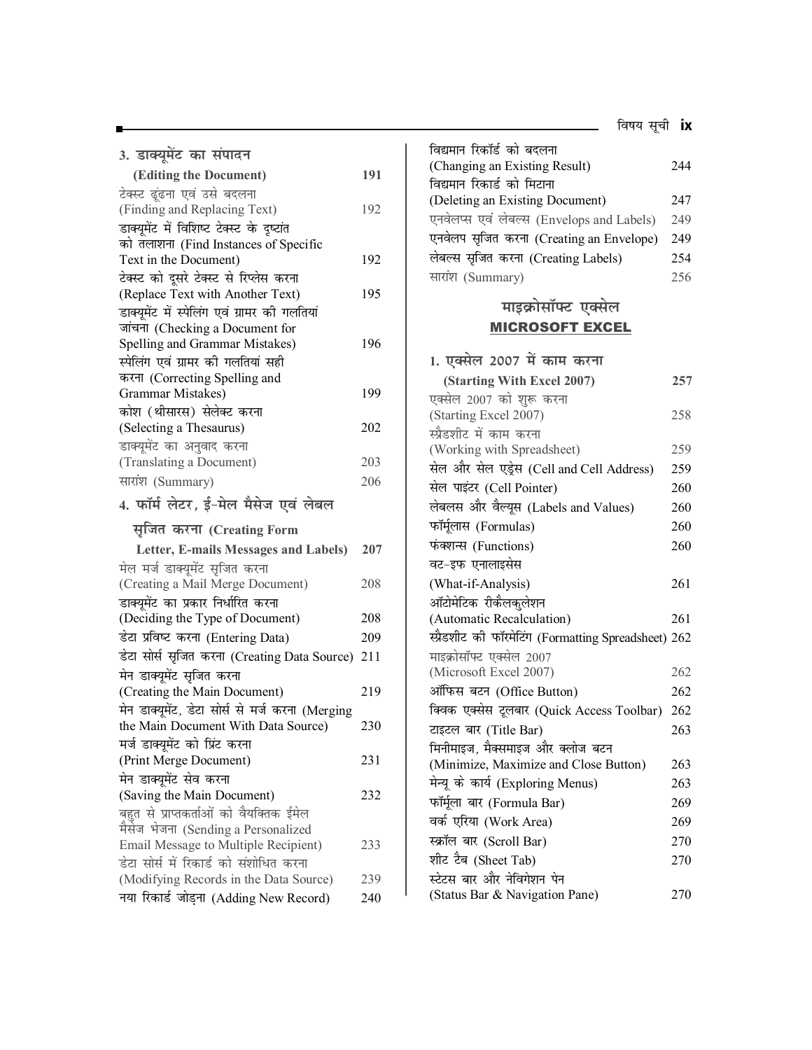**3. डाक्यूमेंट का संपादन (Editing the Document)** 191

टेक्स्ट ढूंढना एवं उसे बदलना (Finding and Replacing Text) 192

डाक्यूमेंट में विशिष्ट टेक्स्ट के दृष्टांत को तलाशना (Find Instances of Specific Text in the Document) 192

टेक्स्ट को दूसरे टेक्स्ट से रिप्लेस करना (Replace Text with Another Text) 195

डाक्यूमेंट में स्पेलिंग एवं ग्रामर की गलतियां जांचना (Checking a Document for Spelling and Grammar Mistakes) 196

स्पेलिंग एवं ग्रामर की गलतियां सही करना (Correcting Spelling and Grammar Mistakes) 199

कोश (थीसारस) सेलेक्ट करना (Selecting a Thesaurus) 202

डाक्यूमेंट का अनुवाद करना (Translating a Document) 203

सारांश (Summary) 206

**4. फॉर्म लेटर, ई-मेल मैसेज एवं लेबल सृजित करना (Creating Form Letter, E-mails Messages and Labels)** 207

मेल मर्ज डाक्यूमेंट सृजित करना (Creating a Mail Merge Document) 208

डाक्यूमेंट का प्रकार निर्धारित करना (Deciding the Type of Document) 208

डेटा प्रविष्ट करना (Entering Data) 209

डेटा सोर्स सृजित करना (Creating Data Source) 211

मेन डाक्यूमेंट सृजित करना (Creating the Main Document) 219

मेन डाक्यूमेंट, डेटा सोर्स से मर्ज करना (Merging the Main Document With Data Source) 230

मर्ज डाक्यूमेंट को प्रिंट करना (Print Merge Document) 231

मेन डाक्यूमेंट सेव करना (Saving the Main Document) 232

बहुत से प्राप्तकर्ताओं को वैयक्तिक ईमेल मैसेज भेजना (Sending a Personalized Email Message to Multiple Recipient) 233

डेटा सोर्स में रिकार्ड को संशोधित करना (Modifying Records in the Data Source) 239

नया रिकार्ड जोड़ना (Adding New Record) 240

विद्यमान रिकॉर्ड को बदलना (Changing an Existing Result) 244

विद्यमान रिकार्ड को मिटाना (Deleting an Existing Document) 247

एनवेलप्स एवं लेबल्स (Envelops and Labels) 249

एनवेलप सृजित करना (Creating an Envelope) 249

लेबल्स सृजित करना (Creating Labels) 254

सारांश (Summary) 256

## माइक्रोसॉफ्ट एक्सेल
## MICROSOFT EXCEL

**1. एक्सेल 2007 में काम करना (Starting With Excel 2007)** 257

एक्सेल 2007 को शुरू करना (Starting Excel 2007) 258

स्प्रेडशीट में काम करना (Working with Spreadsheet) 259

सेल और सेल एड्रेस (Cell and Cell Address) 259

सेल पाइंटर (Cell Pointer) 260

लेबलस और वैल्यूस (Labels and Values) 260

फॉर्मूलास (Formulas) 260

फंक्शन्स (Functions) 260

वट-इफ एनालाइसेस (What-if-Analysis) 261

ऑटोमेटिक रीकैलकुलेशन (Automatic Recalculation) 261

स्प्रैडशीट की फॉरमेटिंग (Formatting Spreadsheet) 262

माइक्रोसॉफ्ट एक्सेल 2007 (Microsoft Excel 2007) 262

ऑफिस बटन (Office Button) 262

क्विक एक्सेस टूलबार (Quick Access Toolbar) 262

टाइटल बार (Title Bar) 263

मिनीमाइज, मैक्समाइज और क्लोज बटन (Minimize, Maximize and Close Button) 263

मेन्यू के कार्य (Exploring Menus) 263

फॉर्मूला बार (Formula Bar) 269

वर्क एरिया (Work Area) 269

स्क्रॉल बार (Scroll Bar) 270

शीट टैब (Sheet Tab) 270

स्टेटस बार और नेविगेशन पेन (Status Bar & Navigation Pane) 270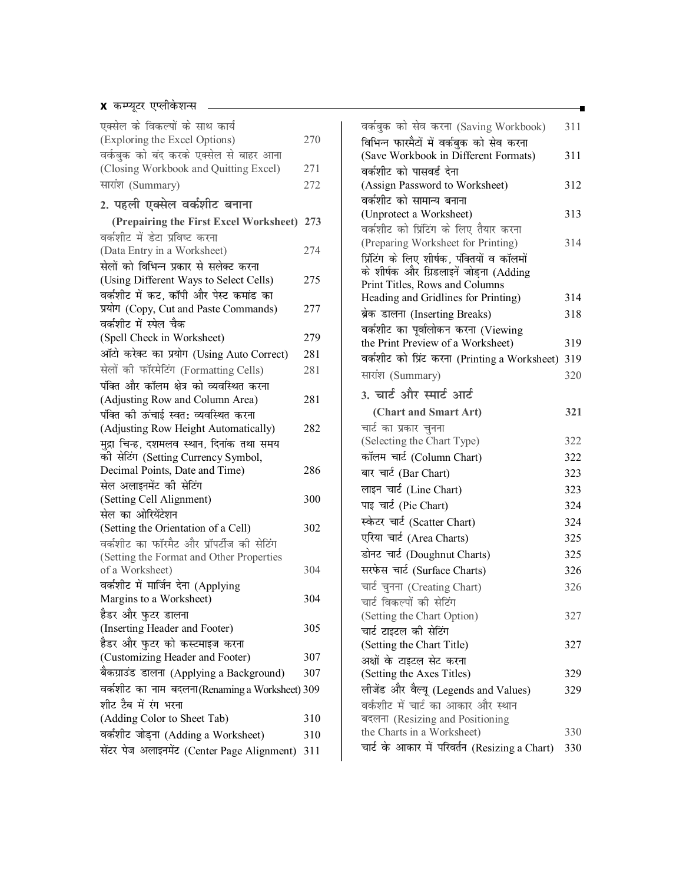| | |
|---|---|
| एक्सेल के विकल्पों के साथ कार्य (Exploring the Excel Options) | 270 |
| वर्कबुक को बंद करके एक्सेल से बाहर आना (Closing Workbook and Quitting Excel) | 271 |
| सारांश (Summary) | 272 |

## 2. पहली एक्सेल वर्कशीट बनाना (Prepairing the First Excel Worksheet) 273

| | |
|---|---|
| वर्कशीट में डेटा प्रविष्ट करना (Data Entry in a Worksheet) | 274 |
| सेलों को विभिन्न प्रकार से सलेक्ट करना (Using Different Ways to Select Cells) | 275 |
| वर्कशीट में कट, कॉपी और पेस्ट कमांड का प्रयोग (Copy, Cut and Paste Commands) | 277 |
| वर्कशीट में स्पेल चैक (Spell Check in Worksheet) | 279 |
| ऑटो करेक्ट का प्रयोग (Using Auto Correct) | 281 |
| सेलों की फॉरमेटिंग (Formatting Cells) | 281 |
| पंक्ति और कॉलम क्षेत्र को व्यवस्थित करना (Adjusting Row and Column Area) | 281 |
| पंक्ति की ऊंचाई स्वत: व्यवस्थित करना (Adjusting Row Height Automatically) | 282 |
| मुद्रा चिन्ह, दशमलव स्थान, दिनांक तथा समय की सेटिंग (Setting Currency Symbol, Decimal Points, Date and Time) | 286 |
| सेल अलाइनमेंट की सेटिंग (Setting Cell Alignment) | 300 |
| सेल का ओरियेंटेशन (Setting the Orientation of a Cell) | 302 |
| वर्कशीट का फॉरमैट और प्रॉपर्टीज की सेटिंग (Setting the Format and Other Properties of a Worksheet) | 304 |
| वर्कशीट में मार्जिन देना (Applying Margins to a Worksheet) | 304 |
| हैडर और फुटर डालना (Inserting Header and Footer) | 305 |
| हैडर और फुटर को कस्टमाइज करना (Customizing Header and Footer) | 307 |
| बैकग्राउंड डालना (Applying a Background) | 307 |
| वर्कशीट का नाम बदलना (Renaming a Worksheet) | 309 |
| शीट टैब में रंग भरना (Adding Color to Sheet Tab) | 310 |
| वर्कशीट जोड़ना (Adding a Worksheet) | 310 |
| सेंटर पेज अलाइनमेंट (Center Page Alignment) | 311 |
| वर्कबुक को सेव करना (Saving Workbook) | 311 |
| विभिन्न फारमैटों में वर्कबुक को सेव करना (Save Workbook in Different Formats) | 311 |
| वर्कशीट को पासवर्ड देना (Assign Password to Worksheet) | 312 |
| वर्कशीट को सामान्य बनाना (Unprotect a Worksheet) | 313 |
| वर्कशीट को प्रिंटिंग के लिए तैयार करना (Preparing Worksheet for Printing) | 314 |
| प्रिंटिंग के लिए शीर्षक, पंक्तियों व कॉलमों के शीर्षक और ग्रिडलाइनें जोड़ना (Adding Print Titles, Rows and Columns Heading and Gridlines for Printing) | 314 |
| ब्रेक डालना (Inserting Breaks) | 318 |
| वर्कशीट का पूर्वालोकन करना (Viewing the Print Preview of a Worksheet) | 319 |
| वर्कशीट को प्रिंट करना (Printing a Worksheet) | 319 |
| सारांश (Summary) | 320 |

## 3. चार्ट और स्मार्ट आर्ट (Chart and Smart Art) 321

| | |
|---|---|
| चार्ट का प्रकार चुनना (Selecting the Chart Type) | 322 |
| कॉलम चार्ट (Column Chart) | 322 |
| बार चार्ट (Bar Chart) | 323 |
| लाइन चार्ट (Line Chart) | 323 |
| पाइ चार्ट (Pie Chart) | 324 |
| स्केटर चार्ट (Scatter Chart) | 324 |
| एरिया चार्ट (Area Charts) | 325 |
| डोनट चार्ट (Doughnut Charts) | 325 |
| सरफेस चार्ट (Surface Charts) | 326 |
| चार्ट चुनना (Creating Chart) | 326 |
| चार्ट विकल्पों की सेटिंग (Setting the Chart Option) | 327 |
| चार्ट टाइटल की सेटिंग (Setting the Chart Title) | 327 |
| अक्षों के टाइटल सेट करना (Setting the Axes Titles) | 329 |
| लीजेंड और वैल्यू (Legends and Values) | 329 |
| वर्कशीट में चार्ट का आकार और स्थान बदलना (Resizing and Positioning the Charts in a Worksheet) | 330 |
| चार्ट के आकार में परिवर्तन (Resizing a Chart) | 330 |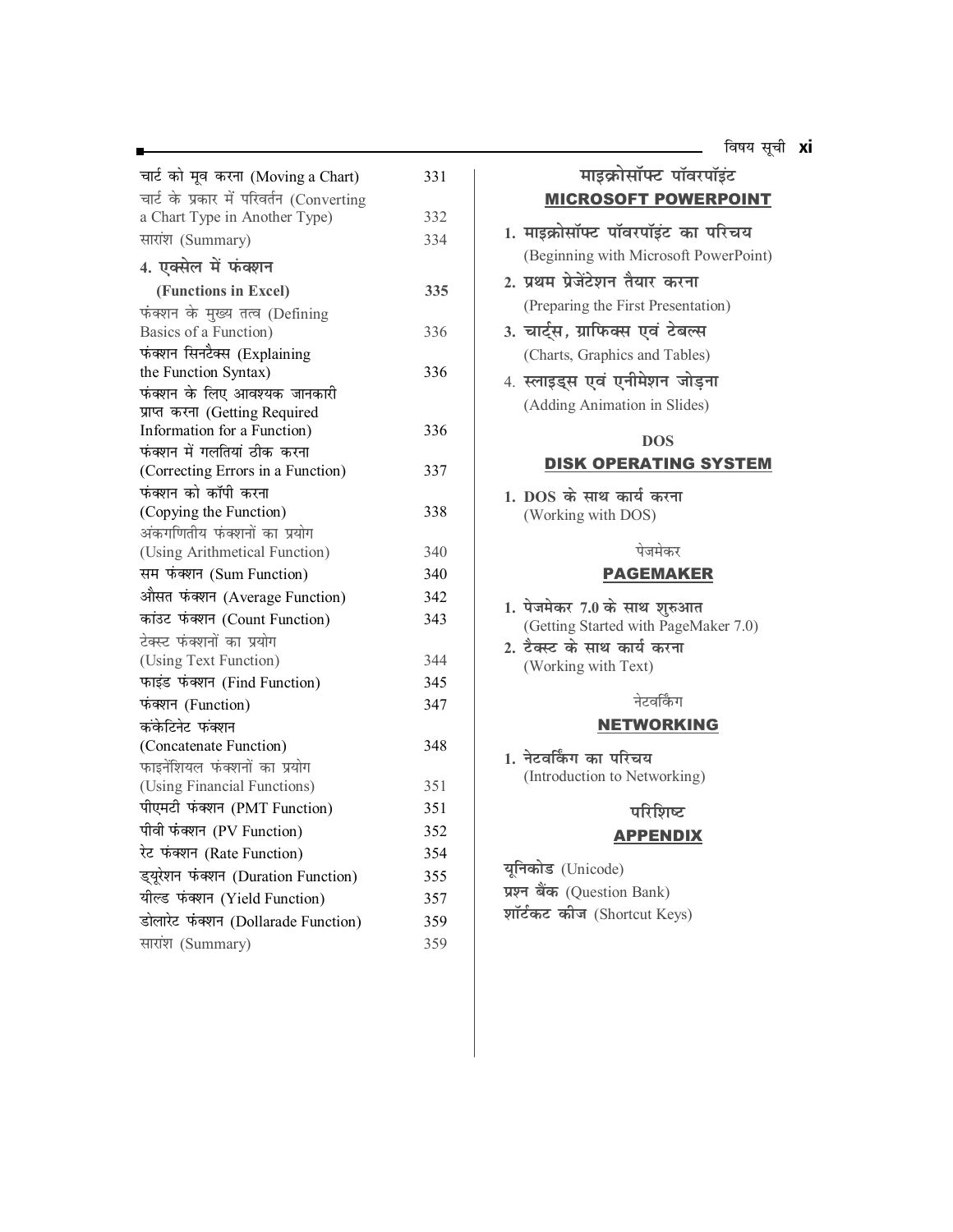| | |
|---|---|
| चार्ट को मूव करना (Moving a Chart) | 331 |
| चार्ट के प्रकार में परिवर्तन (Converting a Chart Type in Another Type) | 332 |
| सारांश (Summary) | 334 |
| **4. एक्सेल में फंक्शन (Functions in Excel)** | **335** |
| फंक्शन के मुख्य तत्व (Defining Basics of a Function) | 336 |
| फंक्शन सिनटैक्स (Explaining the Function Syntax) | 336 |
| फंक्शन के लिए आवश्यक जानकारी प्राप्त करना (Getting Required Information for a Function) | 336 |
| फंक्शन में गलतियां ठीक करना (Correcting Errors in a Function) | 337 |
| फंक्शन को कॉपी करना (Copying the Function) | 338 |
| अंकगणितीय फंक्शनों का प्रयोग (Using Arithmetical Function) | 340 |
| सम फंक्शन (Sum Function) | 340 |
| औसत फंक्शन (Average Function) | 342 |
| कांउट फंक्शन (Count Function) | 343 |
| टेक्स्ट फंक्शनों का प्रयोग (Using Text Function) | 344 |
| फाइंड फंक्शन (Find Function) | 345 |
| फंक्शन (Function) | 347 |
| कंकेटिनेट फंक्शन (Concatenate Function) | 348 |
| फाइनेंशियल फंक्शनों का प्रयोग (Using Financial Functions) | 351 |
| पीएमटी फंक्शन (PMT Function) | 351 |
| पीवी फंक्शन (PV Function) | 352 |
| रेट फंक्शन (Rate Function) | 354 |
| ड्यूरेशन फंक्शन (Duration Function) | 355 |
| यील्ड फंक्शन (Yield Function) | 357 |
| डोलारेट फंक्शन (Dollarade Function) | 359 |
| सारांश (Summary) | 359 |

## माइक्रोसॉफ्ट पॉवरपॉइंट
## MICROSOFT POWERPOINT

**1. माइक्रोसॉफ्ट पॉवरपॉइंट का परिचय**
(Beginning with Microsoft PowerPoint)

**2. प्रथम प्रेजेंटेशन तैयार करना**
(Preparing the First Presentation)

**3. चार्ट्स, ग्राफिक्स एवं टेबल्स**
(Charts, Graphics and Tables)

**4. स्लाइड्स एवं एनीमेशन जोड़ना**
(Adding Animation in Slides)

## DOS
## DISK OPERATING SYSTEM

**1. DOS के साथ कार्य करना**
(Working with DOS)

## पेजमेकर
## PAGEMAKER

**1. पेजमेकर 7.0 के साथ शुरुआत**
(Getting Started with PageMaker 7.0)

**2. टैक्स्ट के साथ कार्य करना**
(Working with Text)

## नेटवर्किंग
## NETWORKING

**1. नेटवर्किंग का परिचय**
(Introduction to Networking)

## परिशिष्ट
## APPENDIX

**यूनिकोड** (Unicode)
**प्रश्न बैंक** (Question Bank)
**शॉर्टकट कीज** (Shortcut Keys)